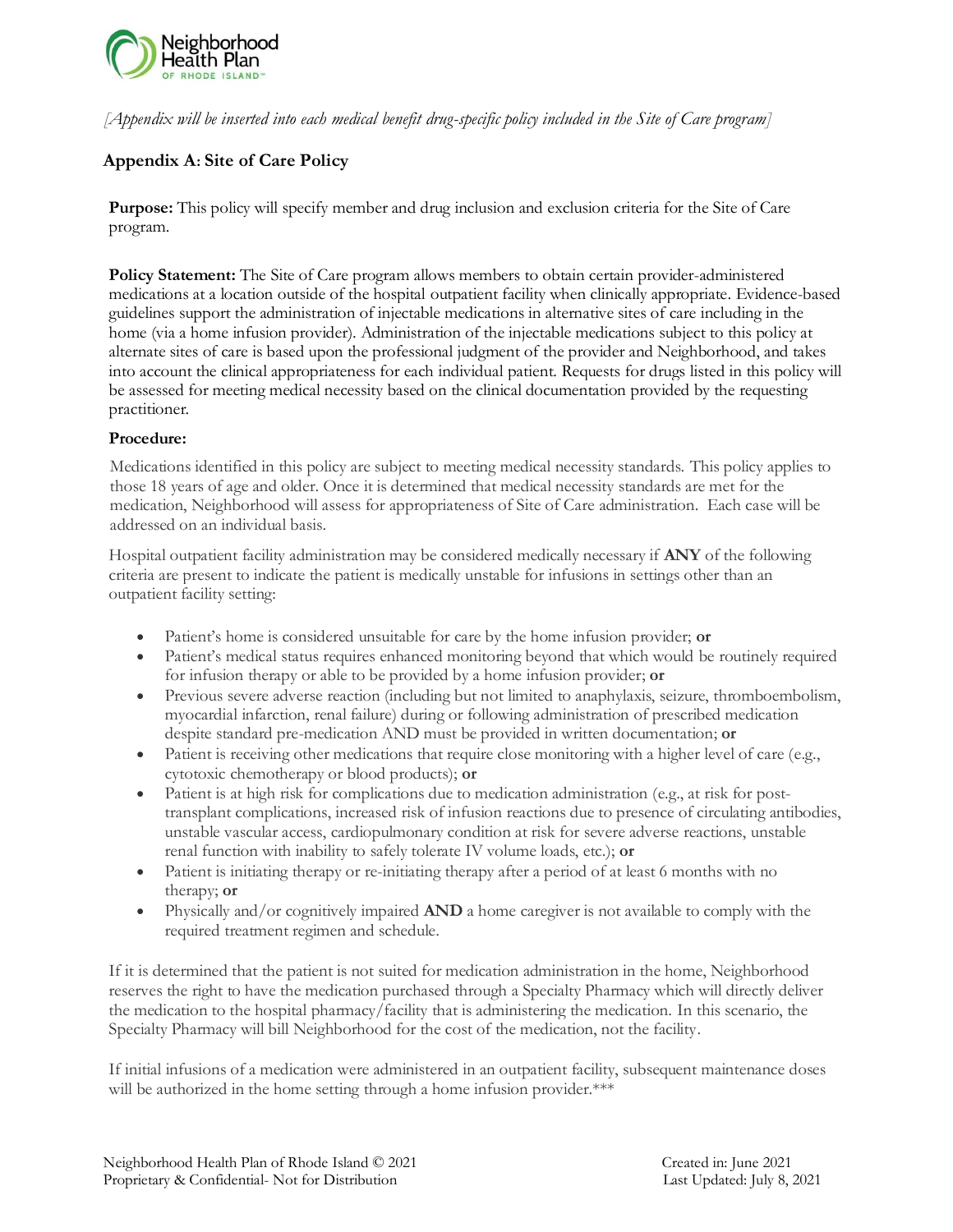*[Appendix will be inserted into each medical benefit drug-specific policy included in the Site of Care program]*

## Appendix A: Site of Care Policy

**Purpose:** This policy will specify member and drug inclusion and exclusion criteria for the Site of Care program.

**Policy Statement:** The Site of Care program allows members to obtain certain provider-administered medications at a location outside of the hospital outpatient facility when clinically appropriate. Evidence-based guidelines support the administration of injectable medications in alternative sites of care including in the home (via a home infusion provider). Administration of the injectable medications subject to this policy at alternate sites of care is based upon the professional judgment of the provider and Neighborhood, and takes into account the clinical appropriateness for each individual patient. Requests for drugs listed in this policy will be assessed for meeting medical necessity based on the clinical documentation provided by the requesting practitioner.

**Procedure:**

Medications identified in this policy are subject to meeting medical necessity standards. This policy applies to those 18 years of age and older. Once it is determined that medical necessity standards are met for the medication, Neighborhood will assess for appropriateness of Site of Care administration. Each case will be addressed on an individual basis.

Hospital outpatient facility administration may be considered medically necessary if **ANY** of the following criteria are present to indicate the patient is medically unstable for infusions in settings other than an outpatient facility setting:

- Patient's home is considered unsuitable for care by the home infusion provider; **or**
- Patient's medical status requires enhanced monitoring beyond that which would be routinely required for infusion therapy or able to be provided by a home infusion provider; **or**
- Previous severe adverse reaction (including but not limited to anaphylaxis, seizure, thromboembolism, myocardial infarction, renal failure) during or following administration of prescribed medication despite standard pre-medication AND must be provided in written documentation; **or**
- Patient is receiving other medications that require close monitoring with a higher level of care (e.g., cytotoxic chemotherapy or blood products); **or**
- Patient is at high risk for complications due to medication administration (e.g., at risk for post-transplant complications, increased risk of infusion reactions due to presence of circulating antibodies, unstable vascular access, cardiopulmonary condition at risk for severe adverse reactions, unstable renal function with inability to safely tolerate IV volume loads, etc.); **or**
- Patient is initiating therapy or re-initiating therapy after a period of at least 6 months with no therapy; **or**
- Physically and/or cognitively impaired **AND** a home caregiver is not available to comply with the required treatment regimen and schedule.

If it is determined that the patient is not suited for medication administration in the home, Neighborhood reserves the right to have the medication purchased through a Specialty Pharmacy which will directly deliver the medication to the hospital pharmacy/facility that is administering the medication. In this scenario, the Specialty Pharmacy will bill Neighborhood for the cost of the medication, not the facility.

If initial infusions of a medication were administered in an outpatient facility, subsequent maintenance doses will be authorized in the home setting through a home infusion provider.***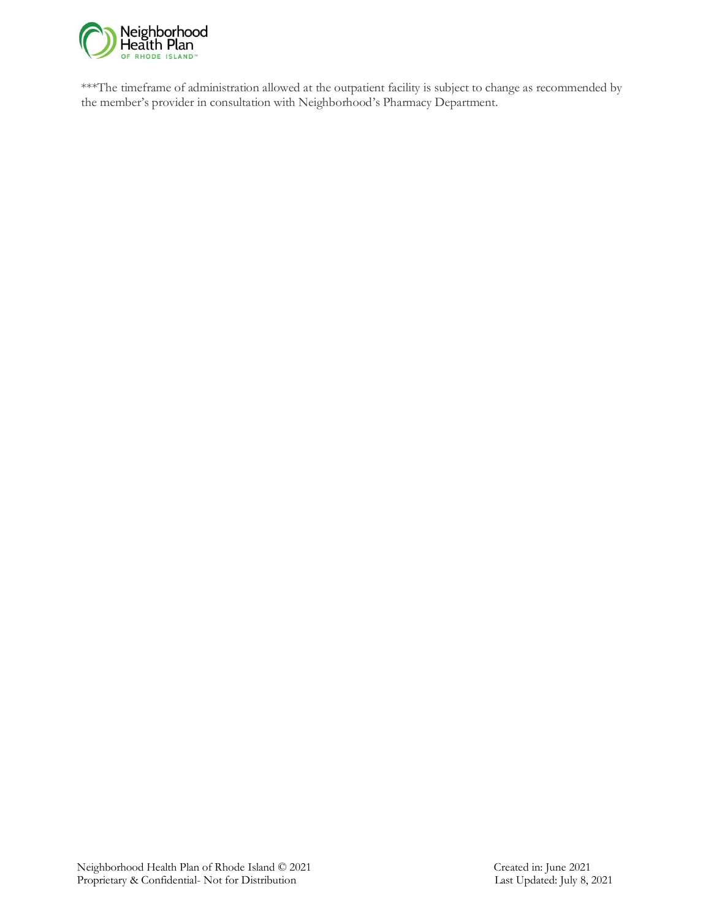***The timeframe of administration allowed at the outpatient facility is subject to change as recommended by the member's provider in consultation with Neighborhood's Pharmacy Department.